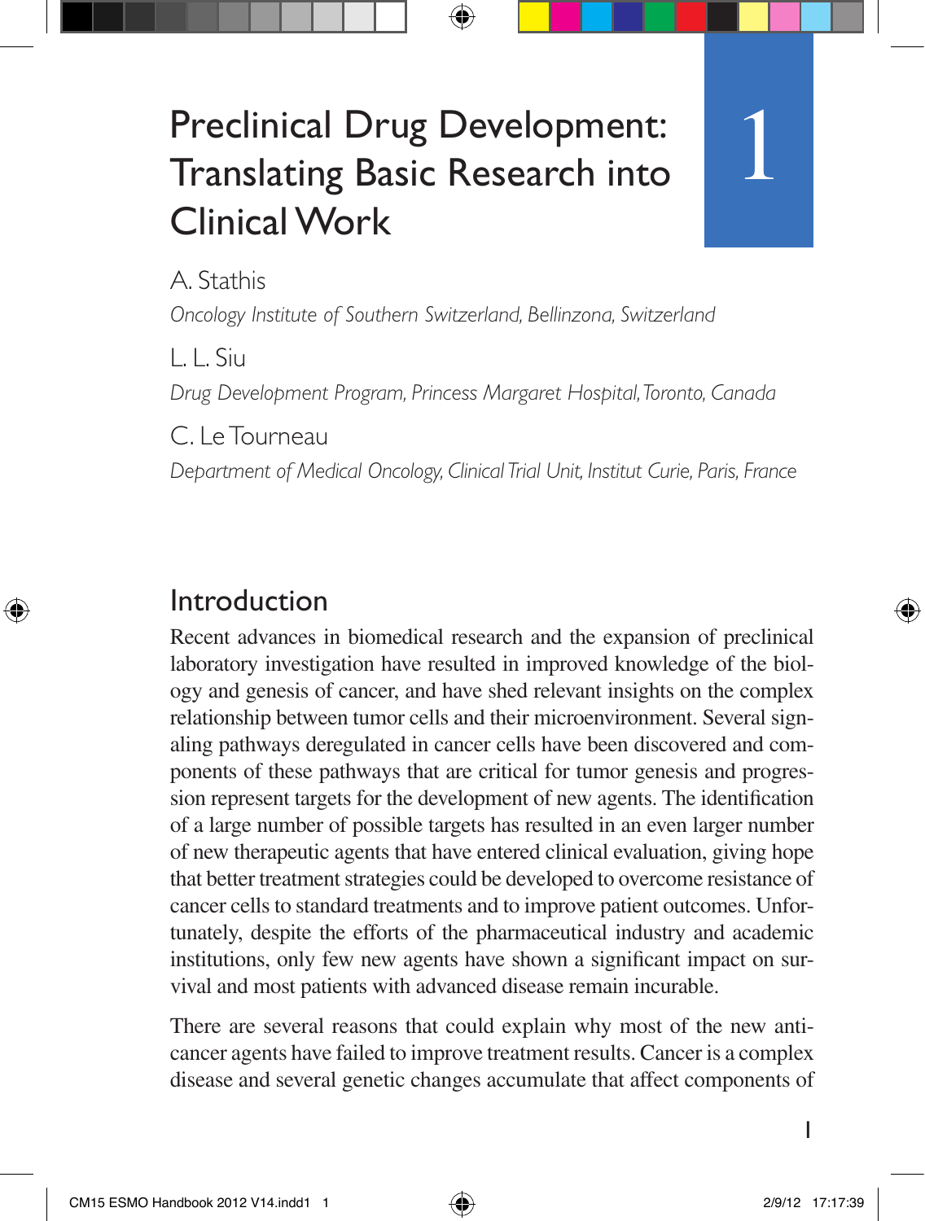# Preclinical Drug Development: Translating Basic Research into Clinical Work

1

A. Stathis

*Oncology Institute of Southern Switzerland, Bellinzona, Switzerland*

L. L. Siu

*Drug Development Program, Princess Margaret Hospital, Toronto, Canada*

C. Le Tourneau

*Department of Medical Oncology, Clinical Trial Unit, Institut Curie, Paris, France*

## Introduction

Recent advances in biomedical research and the expansion of preclinical laboratory investigation have resulted in improved knowledge of the biology and genesis of cancer, and have shed relevant insights on the complex relationship between tumor cells and their microenvironment. Several signaling pathways deregulated in cancer cells have been discovered and components of these pathways that are critical for tumor genesis and progression represent targets for the development of new agents. The identification of a large number of possible targets has resulted in an even larger number of new therapeutic agents that have entered clinical evaluation, giving hope that better treatment strategies could be developed to overcome resistance of cancer cells to standard treatments and to improve patient outcomes. Unfortunately, despite the efforts of the pharmaceutical industry and academic institutions, only few new agents have shown a significant impact on survival and most patients with advanced disease remain incurable.

There are several reasons that could explain why most of the new anticancer agents have failed to improve treatment results. Cancer is a complex disease and several genetic changes accumulate that affect components of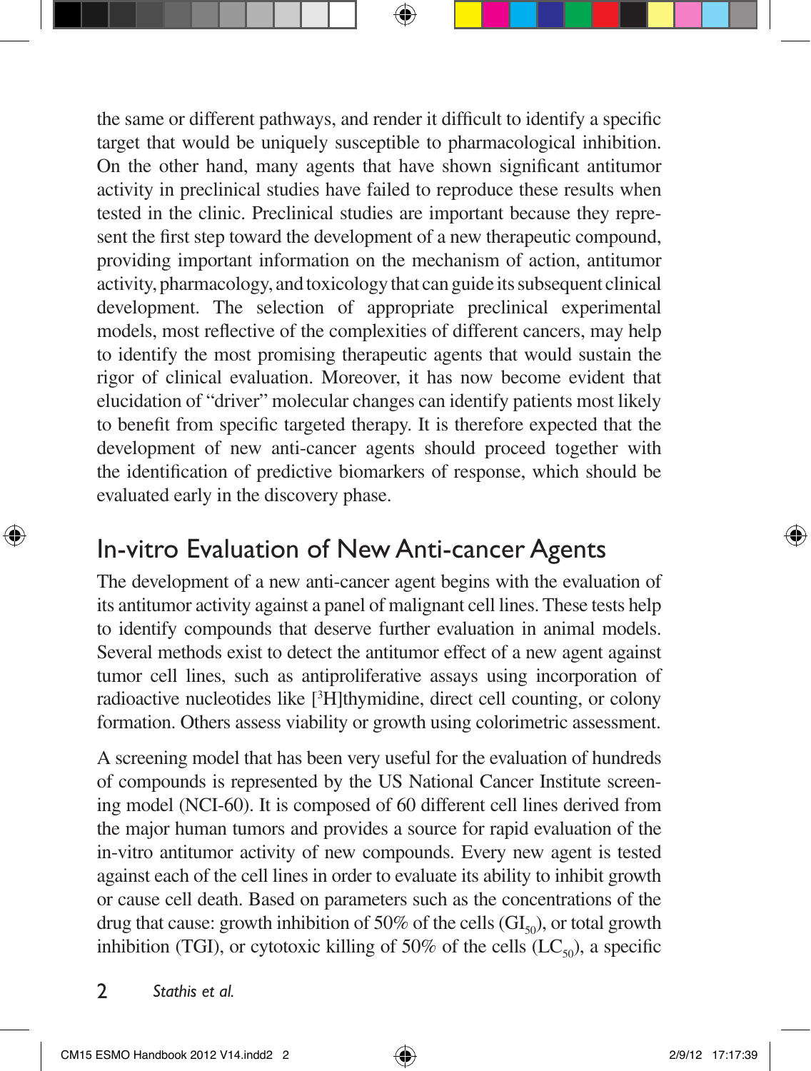the same or different pathways, and render it difficult to identify a specific target that would be uniquely susceptible to pharmacological inhibition. On the other hand, many agents that have shown significant antitumor activity in preclinical studies have failed to reproduce these results when tested in the clinic. Preclinical studies are important because they represent the first step toward the development of a new therapeutic compound, providing important information on the mechanism of action, antitumor activity, pharmacology, and toxicology that can guide its subsequent clinical development. The selection of appropriate preclinical experimental models, most reflective of the complexities of different cancers, may help to identify the most promising therapeutic agents that would sustain the rigor of clinical evaluation. Moreover, it has now become evident that elucidation of "driver" molecular changes can identify patients most likely to benefit from specific targeted therapy. It is therefore expected that the development of new anti-cancer agents should proceed together with the identification of predictive biomarkers of response, which should be evaluated early in the discovery phase.

## In-vitro Evaluation of New Anti-cancer Agents

The development of a new anti-cancer agent begins with the evaluation of its antitumor activity against a panel of malignant cell lines. These tests help to identify compounds that deserve further evaluation in animal models. Several methods exist to detect the antitumor effect of a new agent against tumor cell lines, such as antiproliferative assays using incorporation of radioactive nucleotides like $[^3H]$thymidine, direct cell counting, or colony formation. Others assess viability or growth using colorimetric assessment.

A screening model that has been very useful for the evaluation of hundreds of compounds is represented by the US National Cancer Institute screening model (NCI-60). It is composed of 60 different cell lines derived from the major human tumors and provides a source for rapid evaluation of the in-vitro antitumor activity of new compounds. Every new agent is tested against each of the cell lines in order to evaluate its ability to inhibit growth or cause cell death. Based on parameters such as the concentrations of the drug that cause: growth inhibition of 50% of the cells ($GI_{50}$), or total growth inhibition (TGI), or cytotoxic killing of 50% of the cells ($LC_{50}$), a specific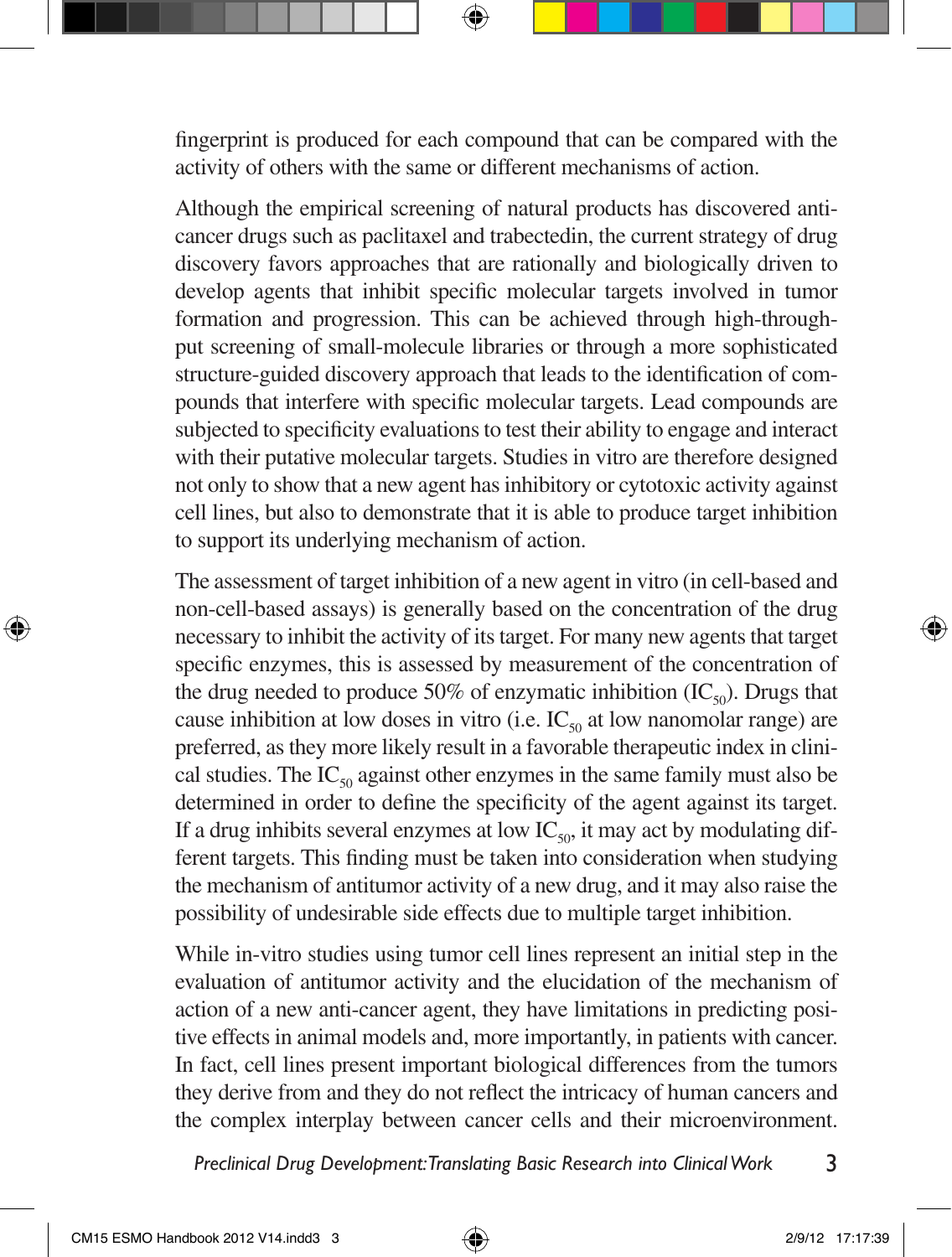fingerprint is produced for each compound that can be compared with the activity of others with the same or different mechanisms of action.

Although the empirical screening of natural products has discovered anti-cancer drugs such as paclitaxel and trabectedin, the current strategy of drug discovery favors approaches that are rationally and biologically driven to develop agents that inhibit specific molecular targets involved in tumor formation and progression. This can be achieved through high-throughput screening of small-molecule libraries or through a more sophisticated structure-guided discovery approach that leads to the identification of compounds that interfere with specific molecular targets. Lead compounds are subjected to specificity evaluations to test their ability to engage and interact with their putative molecular targets. Studies in vitro are therefore designed not only to show that a new agent has inhibitory or cytotoxic activity against cell lines, but also to demonstrate that it is able to produce target inhibition to support its underlying mechanism of action.

The assessment of target inhibition of a new agent in vitro (in cell-based and non-cell-based assays) is generally based on the concentration of the drug necessary to inhibit the activity of its target. For many new agents that target specific enzymes, this is assessed by measurement of the concentration of the drug needed to produce 50% of enzymatic inhibition ($IC_{50}$). Drugs that cause inhibition at low doses in vitro (i.e. $IC_{50}$ at low nanomolar range) are preferred, as they more likely result in a favorable therapeutic index in clinical studies. The $IC_{50}$ against other enzymes in the same family must also be determined in order to define the specificity of the agent against its target. If a drug inhibits several enzymes at low $IC_{50}$, it may act by modulating different targets. This finding must be taken into consideration when studying the mechanism of antitumor activity of a new drug, and it may also raise the possibility of undesirable side effects due to multiple target inhibition.

While in-vitro studies using tumor cell lines represent an initial step in the evaluation of antitumor activity and the elucidation of the mechanism of action of a new anti-cancer agent, they have limitations in predicting positive effects in animal models and, more importantly, in patients with cancer. In fact, cell lines present important biological differences from the tumors they derive from and they do not reflect the intricacy of human cancers and the complex interplay between cancer cells and their microenvironment.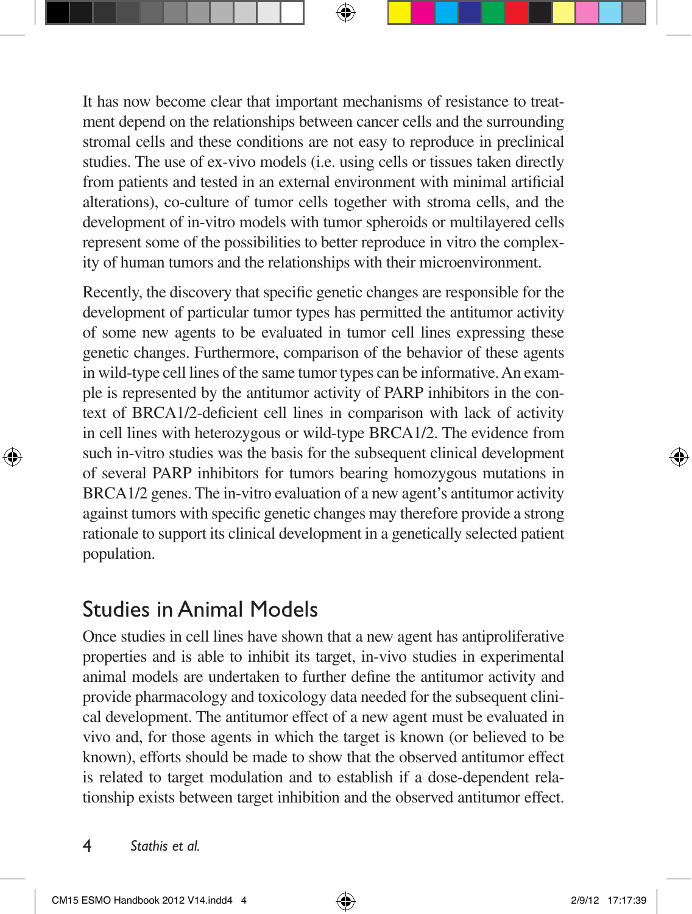It has now become clear that important mechanisms of resistance to treatment depend on the relationships between cancer cells and the surrounding stromal cells and these conditions are not easy to reproduce in preclinical studies. The use of ex-vivo models (i.e. using cells or tissues taken directly from patients and tested in an external environment with minimal artificial alterations), co-culture of tumor cells together with stroma cells, and the development of in-vitro models with tumor spheroids or multilayered cells represent some of the possibilities to better reproduce in vitro the complexity of human tumors and the relationships with their microenvironment.

Recently, the discovery that specific genetic changes are responsible for the development of particular tumor types has permitted the antitumor activity of some new agents to be evaluated in tumor cell lines expressing these genetic changes. Furthermore, comparison of the behavior of these agents in wild-type cell lines of the same tumor types can be informative. An example is represented by the antitumor activity of PARP inhibitors in the context of BRCA1/2-deficient cell lines in comparison with lack of activity in cell lines with heterozygous or wild-type BRCA1/2. The evidence from such in-vitro studies was the basis for the subsequent clinical development of several PARP inhibitors for tumors bearing homozygous mutations in BRCA1/2 genes. The in-vitro evaluation of a new agent's antitumor activity against tumors with specific genetic changes may therefore provide a strong rationale to support its clinical development in a genetically selected patient population.

## Studies in Animal Models

Once studies in cell lines have shown that a new agent has antiproliferative properties and is able to inhibit its target, in-vivo studies in experimental animal models are undertaken to further define the antitumor activity and provide pharmacology and toxicology data needed for the subsequent clinical development. The antitumor effect of a new agent must be evaluated in vivo and, for those agents in which the target is known (or believed to be known), efforts should be made to show that the observed antitumor effect is related to target modulation and to establish if a dose-dependent relationship exists between target inhibition and the observed antitumor effect.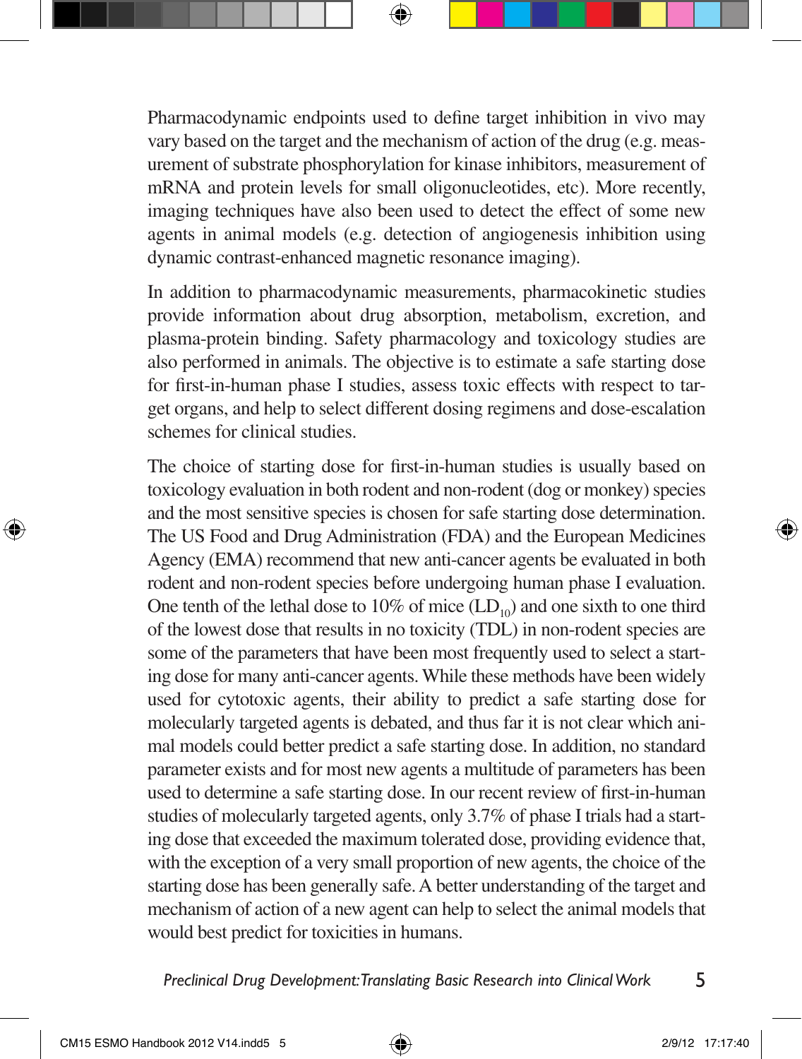Pharmacodynamic endpoints used to define target inhibition in vivo may vary based on the target and the mechanism of action of the drug (e.g. measurement of substrate phosphorylation for kinase inhibitors, measurement of mRNA and protein levels for small oligonucleotides, etc). More recently, imaging techniques have also been used to detect the effect of some new agents in animal models (e.g. detection of angiogenesis inhibition using dynamic contrast-enhanced magnetic resonance imaging).

In addition to pharmacodynamic measurements, pharmacokinetic studies provide information about drug absorption, metabolism, excretion, and plasma-protein binding. Safety pharmacology and toxicology studies are also performed in animals. The objective is to estimate a safe starting dose for first-in-human phase I studies, assess toxic effects with respect to target organs, and help to select different dosing regimens and dose-escalation schemes for clinical studies.

The choice of starting dose for first-in-human studies is usually based on toxicology evaluation in both rodent and non-rodent (dog or monkey) species and the most sensitive species is chosen for safe starting dose determination. The US Food and Drug Administration (FDA) and the European Medicines Agency (EMA) recommend that new anti-cancer agents be evaluated in both rodent and non-rodent species before undergoing human phase I evaluation. One tenth of the lethal dose to 10% of mice ($LD_{10}$) and one sixth to one third of the lowest dose that results in no toxicity (TDL) in non-rodent species are some of the parameters that have been most frequently used to select a starting dose for many anti-cancer agents. While these methods have been widely used for cytotoxic agents, their ability to predict a safe starting dose for molecularly targeted agents is debated, and thus far it is not clear which animal models could better predict a safe starting dose. In addition, no standard parameter exists and for most new agents a multitude of parameters has been used to determine a safe starting dose. In our recent review of first-in-human studies of molecularly targeted agents, only 3.7% of phase I trials had a starting dose that exceeded the maximum tolerated dose, providing evidence that, with the exception of a very small proportion of new agents, the choice of the starting dose has been generally safe. A better understanding of the target and mechanism of action of a new agent can help to select the animal models that would best predict for toxicities in humans.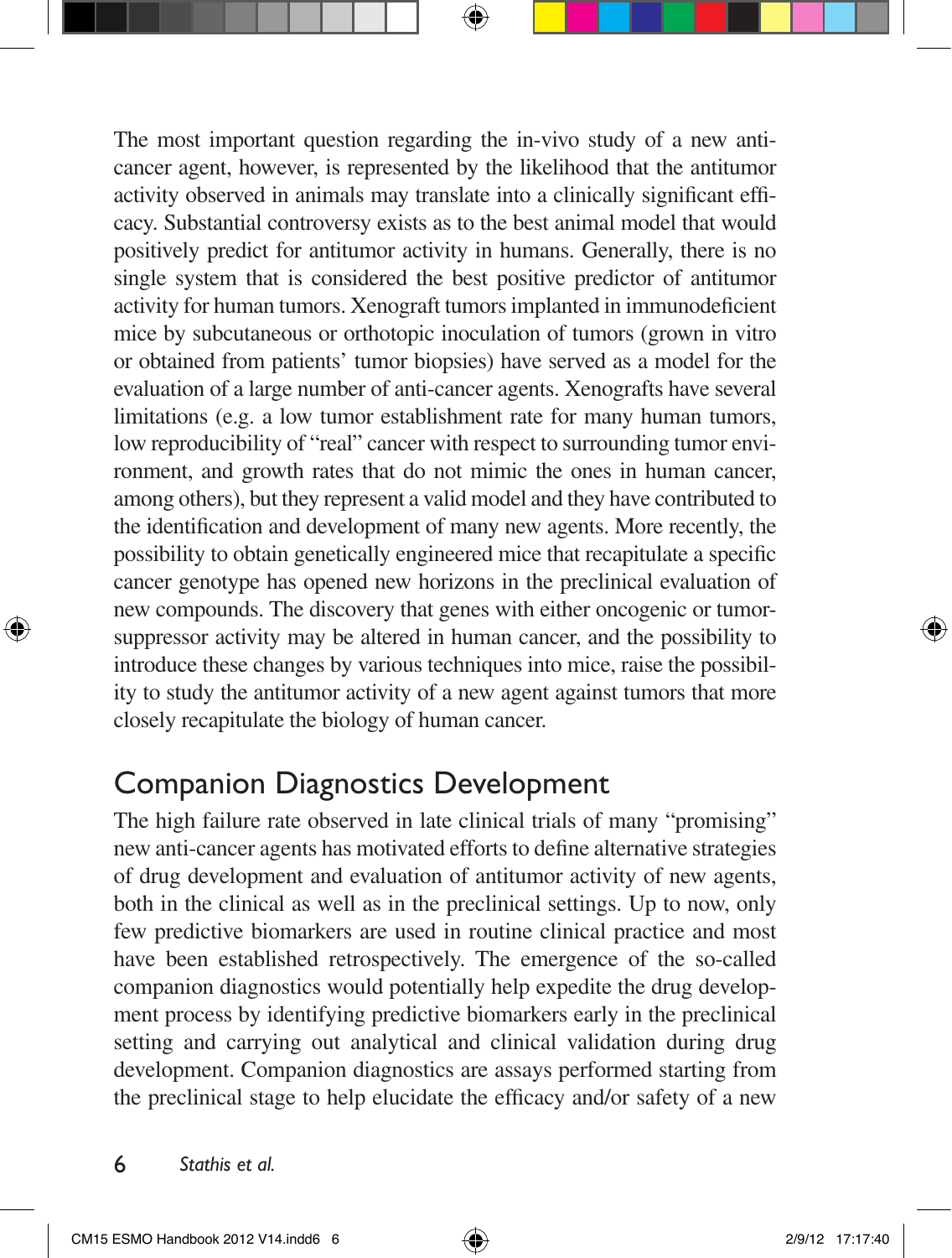The most important question regarding the in-vivo study of a new anti-cancer agent, however, is represented by the likelihood that the antitumor activity observed in animals may translate into a clinically significant efficacy. Substantial controversy exists as to the best animal model that would positively predict for antitumor activity in humans. Generally, there is no single system that is considered the best positive predictor of antitumor activity for human tumors. Xenograft tumors implanted in immunodeficient mice by subcutaneous or orthotopic inoculation of tumors (grown in vitro or obtained from patients' tumor biopsies) have served as a model for the evaluation of a large number of anti-cancer agents. Xenografts have several limitations (e.g. a low tumor establishment rate for many human tumors, low reproducibility of "real" cancer with respect to surrounding tumor environment, and growth rates that do not mimic the ones in human cancer, among others), but they represent a valid model and they have contributed to the identification and development of many new agents. More recently, the possibility to obtain genetically engineered mice that recapitulate a specific cancer genotype has opened new horizons in the preclinical evaluation of new compounds. The discovery that genes with either oncogenic or tumor-suppressor activity may be altered in human cancer, and the possibility to introduce these changes by various techniques into mice, raise the possibility to study the antitumor activity of a new agent against tumors that more closely recapitulate the biology of human cancer.

## Companion Diagnostics Development

The high failure rate observed in late clinical trials of many "promising" new anti-cancer agents has motivated efforts to define alternative strategies of drug development and evaluation of antitumor activity of new agents, both in the clinical as well as in the preclinical settings. Up to now, only few predictive biomarkers are used in routine clinical practice and most have been established retrospectively. The emergence of the so-called companion diagnostics would potentially help expedite the drug development process by identifying predictive biomarkers early in the preclinical setting and carrying out analytical and clinical validation during drug development. Companion diagnostics are assays performed starting from the preclinical stage to help elucidate the efficacy and/or safety of a new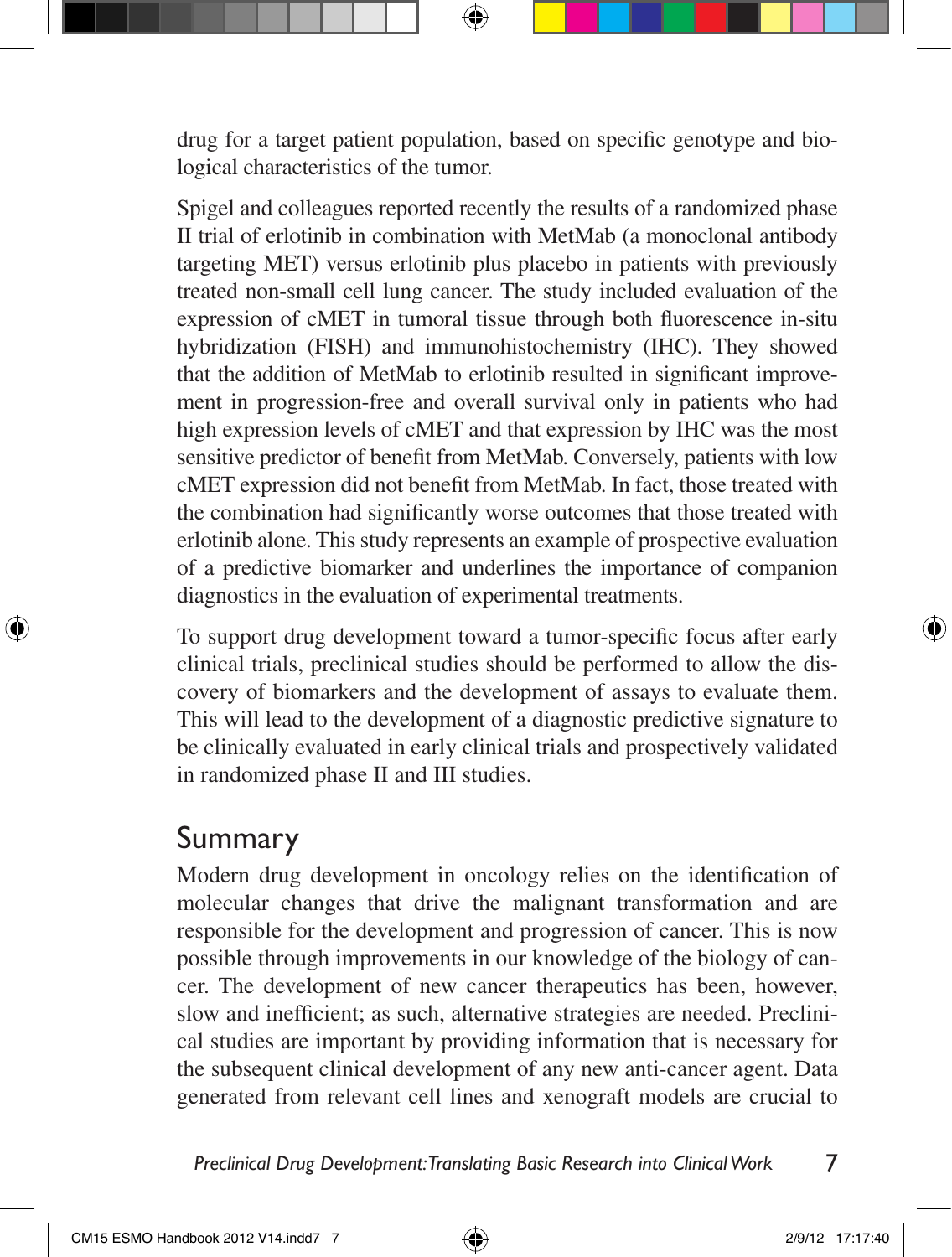drug for a target patient population, based on specific genotype and biological characteristics of the tumor.

Spigel and colleagues reported recently the results of a randomized phase II trial of erlotinib in combination with MetMab (a monoclonal antibody targeting MET) versus erlotinib plus placebo in patients with previously treated non-small cell lung cancer. The study included evaluation of the expression of cMET in tumoral tissue through both fluorescence in-situ hybridization (FISH) and immunohistochemistry (IHC). They showed that the addition of MetMab to erlotinib resulted in significant improvement in progression-free and overall survival only in patients who had high expression levels of cMET and that expression by IHC was the most sensitive predictor of benefit from MetMab. Conversely, patients with low cMET expression did not benefit from MetMab. In fact, those treated with the combination had significantly worse outcomes that those treated with erlotinib alone. This study represents an example of prospective evaluation of a predictive biomarker and underlines the importance of companion diagnostics in the evaluation of experimental treatments.

To support drug development toward a tumor-specific focus after early clinical trials, preclinical studies should be performed to allow the discovery of biomarkers and the development of assays to evaluate them. This will lead to the development of a diagnostic predictive signature to be clinically evaluated in early clinical trials and prospectively validated in randomized phase II and III studies.

## Summary

Modern drug development in oncology relies on the identification of molecular changes that drive the malignant transformation and are responsible for the development and progression of cancer. This is now possible through improvements in our knowledge of the biology of cancer. The development of new cancer therapeutics has been, however, slow and inefficient; as such, alternative strategies are needed. Preclinical studies are important by providing information that is necessary for the subsequent clinical development of any new anti-cancer agent. Data generated from relevant cell lines and xenograft models are crucial to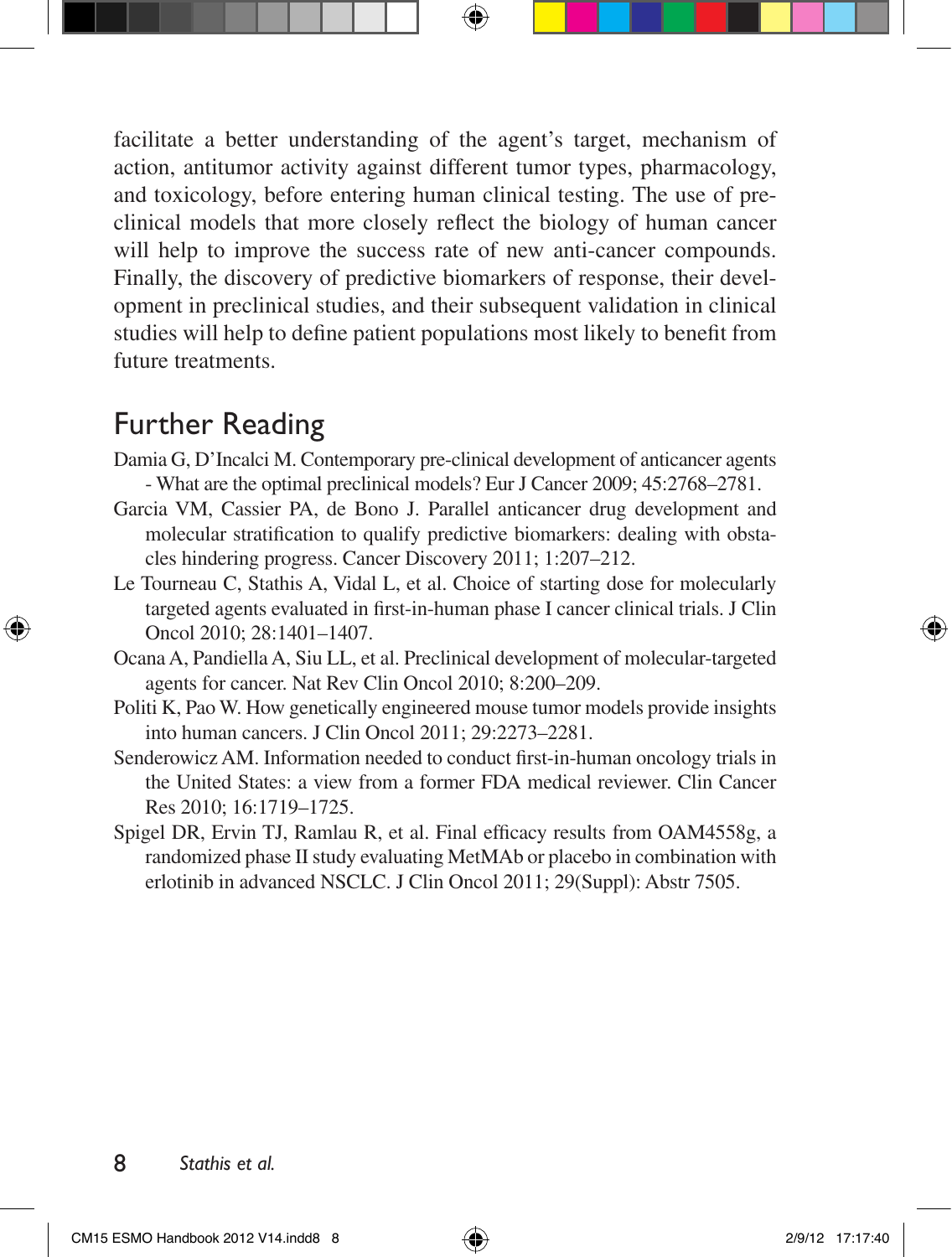facilitate a better understanding of the agent's target, mechanism of action, antitumor activity against different tumor types, pharmacology, and toxicology, before entering human clinical testing. The use of preclinical models that more closely reflect the biology of human cancer will help to improve the success rate of new anti-cancer compounds. Finally, the discovery of predictive biomarkers of response, their development in preclinical studies, and their subsequent validation in clinical studies will help to define patient populations most likely to benefit from future treatments.

## Further Reading

Damia G, D'Incalci M. Contemporary pre-clinical development of anticancer agents - What are the optimal preclinical models? Eur J Cancer 2009; 45:2768–2781.

Garcia VM, Cassier PA, de Bono J. Parallel anticancer drug development and molecular stratification to qualify predictive biomarkers: dealing with obstacles hindering progress. Cancer Discovery 2011; 1:207–212.

Le Tourneau C, Stathis A, Vidal L, et al. Choice of starting dose for molecularly targeted agents evaluated in first-in-human phase I cancer clinical trials. J Clin Oncol 2010; 28:1401–1407.

Ocana A, Pandiella A, Siu LL, et al. Preclinical development of molecular-targeted agents for cancer. Nat Rev Clin Oncol 2010; 8:200–209.

Politi K, Pao W. How genetically engineered mouse tumor models provide insights into human cancers. J Clin Oncol 2011; 29:2273–2281.

Senderowicz AM. Information needed to conduct first-in-human oncology trials in the United States: a view from a former FDA medical reviewer. Clin Cancer Res 2010; 16:1719–1725.

Spigel DR, Ervin TJ, Ramlau R, et al. Final efficacy results from OAM4558g, a randomized phase II study evaluating MetMAb or placebo in combination with erlotinib in advanced NSCLC. J Clin Oncol 2011; 29(Suppl): Abstr 7505.